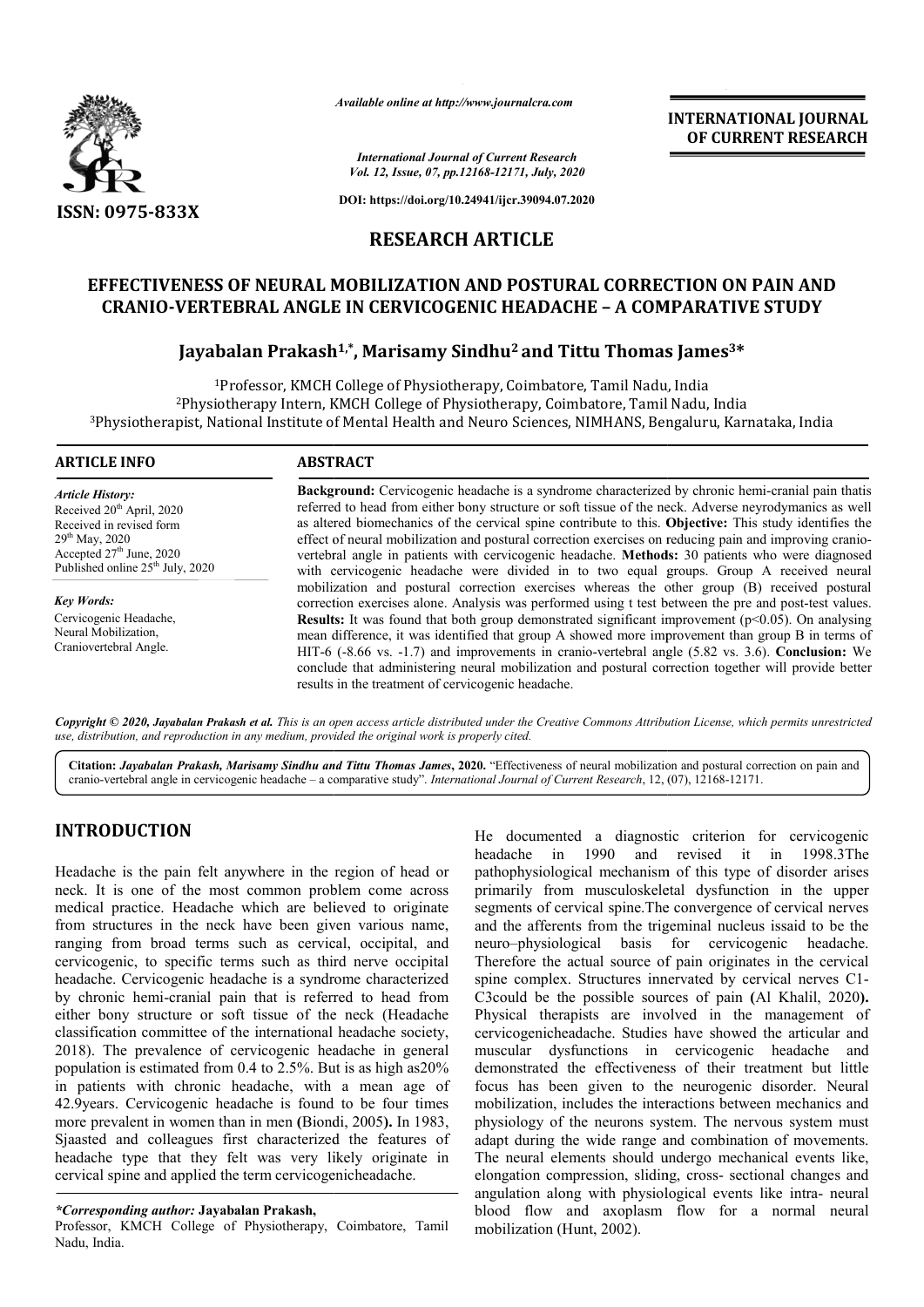*Available online at http://www.journalcra.com*

ISSN: 0975-833X

*International Journal of Current Research*
*Vol. 12, Issue, 07, pp.12168-12171, July, 2020*

**DOI: https://doi.org/10.24941/ijcr.39094.07.2020**

**INTERNATIONAL JOURNAL OF CURRENT RESEARCH**

## RESEARCH ARTICLE

# EFFECTIVENESS OF NEURAL MOBILIZATION AND POSTURAL CORRECTION ON PAIN AND CRANIO-VERTEBRAL ANGLE IN CERVICOGENIC HEADACHE – A COMPARATIVE STUDY

**Jayabalan Prakash[1,*], Marisamy Sindhu[2] and Tittu Thomas James[3*]**

[1]Professor, KMCH College of Physiotherapy, Coimbatore, Tamil Nadu, India
[2]Physiotherapy Intern, KMCH College of Physiotherapy, Coimbatore, Tamil Nadu, India
[3]Physiotherapist, National Institute of Mental Health and Neuro Sciences, NIMHANS, Bengaluru, Karnataka, India

**ARTICLE INFO**

*Article History:*
Received 20th April, 2020
Received in revised form 29th May, 2020
Accepted 27th June, 2020
Published online 25th July, 2020

*Key Words:*
Cervicogenic Headache, Neural Mobilization, Craniovertebral Angle.

**ABSTRACT**

**Background:** Cervicogenic headache is a syndrome characterized by chronic hemi-cranial pain thatis referred to head from either bony structure or soft tissue of the neck. Adverse neyrodymanics as well as altered biomechanics of the cervical spine contribute to this. **Objective:** This study identifies the effect of neural mobilization and postural correction exercises on reducing pain and improving cranio-vertebral angle in patients with cervicogenic headache. **Methods:** 30 patients who were diagnosed with cervicogenic headache were divided in to two equal groups. Group A received neural mobilization and postural correction exercises whereas the other group (B) received postural correction exercises alone. Analysis was performed using t test between the pre and post-test values. **Results:** It was found that both group demonstrated significant improvement ($p<0.05$). On analysing mean difference, it was identified that group A showed more improvement than group B in terms of HIT-6 (-8.66 vs. -1.7) and improvements in cranio-vertebral angle (5.82 vs. 3.6). **Conclusion:** We conclude that administering neural mobilization and postural correction together will provide better results in the treatment of cervicogenic headache.

***Copyright © 2020, Jayabalan Prakash et al.*** *This is an open access article distributed under the Creative Commons Attribution License, which permits unrestricted use, distribution, and reproduction in any medium, provided the original work is properly cited.*

**Citation:** ***Jayabalan Prakash, Marisamy Sindhu and Tittu Thomas James*, 2020.** "Effectiveness of neural mobilization and postural correction on pain and cranio-vertebral angle in cervicogenic headache – a comparative study". *International Journal of Current Research*, 12, (07), 12168-12171.

## INTRODUCTION

Headache is the pain felt anywhere in the region of head or neck. It is one of the most common problem come across medical practice. Headache which are believed to originate from structures in the neck have been given various name, ranging from broad terms such as cervical, occipital, and cervicogenic, to specific terms such as third nerve occipital headache. Cervicogenic headache is a syndrome characterized by chronic hemi-cranial pain that is referred to head from either bony structure or soft tissue of the neck (Headache classification committee of the international headache society, 2018). The prevalence of cervicogenic headache in general population is estimated from 0.4 to 2.5%. But is as high as20% in patients with chronic headache, with a mean age of 42.9years. Cervicogenic headache is found to be four times more prevalent in women than in men **(**Biondi, 2005**).** In 1983, Sjaasted and colleagues first characterized the features of headache type that they felt was very likely originate in cervical spine and applied the term cervicogenicheadache.

He documented a diagnostic criterion for cervicogenic headache in 1990 and revised it in 1998.3The pathophysiological mechanism of this type of disorder arises primarily from musculoskeletal dysfunction in the upper segments of cervical spine.The convergence of cervical nerves and the afferents from the trigeminal nucleus issaid to be the neuro–physiological basis for cervicogenic headache. Therefore the actual source of pain originates in the cervical spine complex. Structures innervated by cervical nerves C1-C3could be the possible sources of pain **(**Al Khalil, 2020**).** Physical therapists are involved in the management of cervicogenicheadache. Studies have showed the articular and muscular dysfunctions in cervicogenic headache and demonstrated the effectiveness of their treatment but little focus has been given to the neurogenic disorder. Neural mobilization, includes the interactions between mechanics and physiology of the neurons system. The nervous system must adapt during the wide range and combination of movements. The neural elements should undergo mechanical events like, elongation compression, sliding, cross- sectional changes and angulation along with physiological events like intra- neural blood flow and axoplasm flow for a normal neural mobilization (Hunt, 2002).

***Corresponding author:*** **Jayabalan Prakash,**
Professor, KMCH College of Physiotherapy, Coimbatore, Tamil Nadu, India.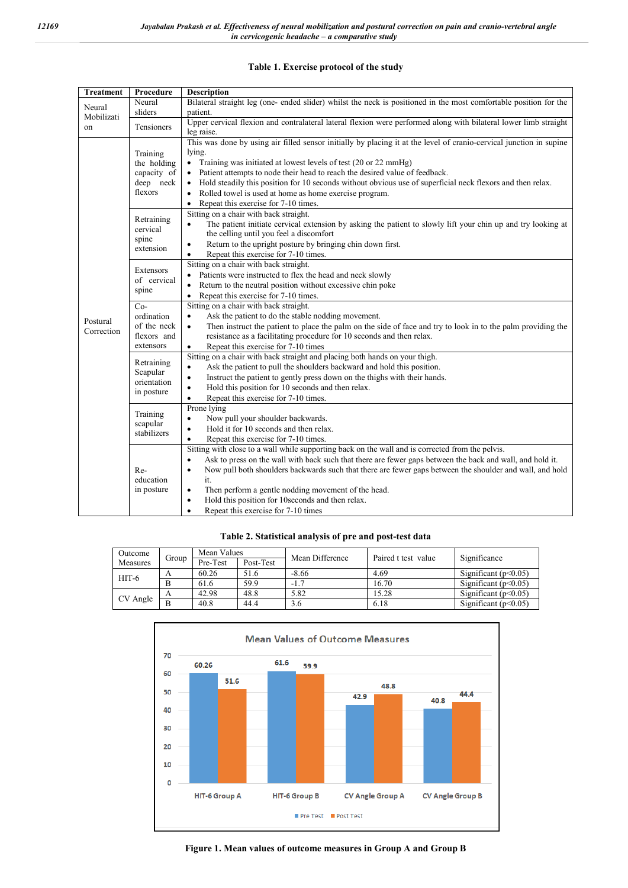**Table 1. Exercise protocol of the study**

| Treatment | Procedure | Description |
|---|---|---|
| Neural Mobilization | Neural sliders | Bilateral straight leg (one- ended slider) whilst the neck is positioned in the most comfortable position for the patient. |
| | Tensioners | Upper cervical flexion and contralateral lateral flexion were performed along with bilateral lower limb straight leg raise. |
| Postural Correction | Training the holding capacity of deep neck flexors | This was done by using air filled sensor initially by placing it at the level of cranio-cervical junction in supine lying. • Training was initiated at lowest levels of test (20 or 22 mmHg) • Patient attempts to node their head to reach the desired value of feedback. • Hold steadily this position for 10 seconds without obvious use of superficial neck flexors and then relax. • Rolled towel is used at home as home exercise program. • Repeat this exercise for 7-10 times. |
| | Retraining cervical spine extension | Sitting on a chair with back straight. • The patient initiate cervical extension by asking the patient to slowly lift your chin up and try looking at the celling until you feel a discomfort • Return to the upright posture by bringing chin down first. • Repeat this exercise for 7-10 times. |
| | Extensors of cervical spine | Sitting on a chair with back straight. • Patients were instructed to flex the head and neck slowly • Return to the neutral position without excessive chin poke • Repeat this exercise for 7-10 times. |
| | Co-ordination of the neck flexors and extensors | Sitting on a chair with back straight. • Ask the patient to do the stable nodding movement. • Then instruct the patient to place the palm on the side of face and try to look in to the palm providing the resistance as a facilitating procedure for 10 seconds and then relax. • Repeat this exercise for 7-10 times |
| | Retraining Scapular orientation in posture | Sitting on a chair with back straight and placing both hands on your thigh. • Ask the patient to pull the shoulders backward and hold this position. • Instruct the patient to gently press down on the thighs with their hands. • Hold this position for 10 seconds and then relax. • Repeat this exercise for 7-10 times. |
| | Training scapular stabilizers | Prone lying • Now pull your shoulder backwards. • Hold it for 10 seconds and then relax. • Repeat this exercise for 7-10 times. |
| | Re-education in posture | Sitting with close to a wall while supporting back on the wall and is corrected from the pelvis. • Ask to press on the wall with back such that there are fewer gaps between the back and wall, and hold it. • Now pull both shoulders backwards such that there are fewer gaps between the shoulder and wall, and hold it. • Then perform a gentle nodding movement of the head. • Hold this position for 10seconds and then relax. • Repeat this exercise for 7-10 times |

**Table 2. Statistical analysis of pre and post-test data**

| Outcome Measures | Group | Mean Values | | Mean Difference | Paired t test value | Significance |
|---|---|---|---|---|---|---|
| | | Pre-Test | Post-Test | | | |
| HIT-6 | A | 60.26 | 51.6 | -8.66 | 4.69 | Significant ($p<0.05$) |
| | B | 61.6 | 59.9 | -1.7 | 16.70 | Significant ($p<0.05$) |
| CV Angle | A | 42.98 | 48.8 | 5.82 | 15.28 | Significant ($p<0.05$) |
| | B | 40.8 | 44.4 | 3.6 | 6.18 | Significant ($p<0.05$) |

**Figure 1. Mean values of outcome measures in Group A and Group B**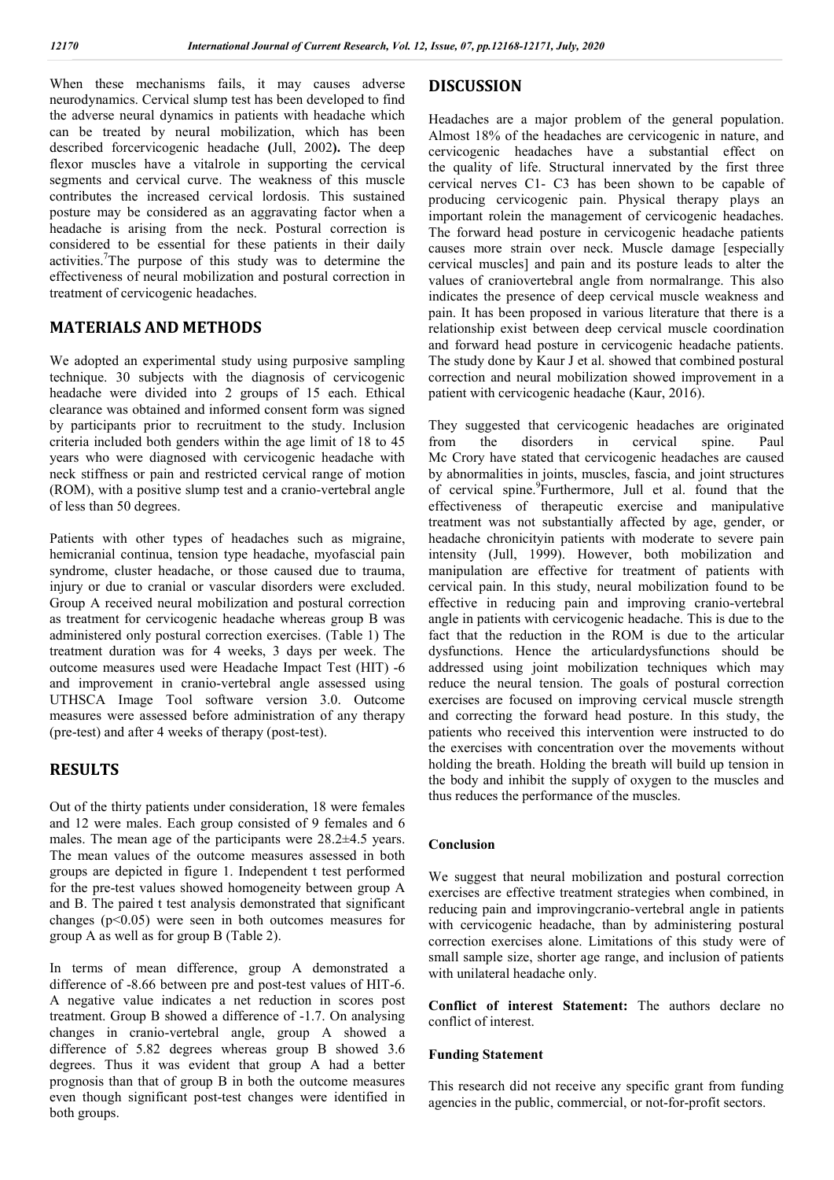When these mechanisms fails, it may causes adverse neurodynamics. Cervical slump test has been developed to find the adverse neural dynamics in patients with headache which can be treated by neural mobilization, which has been described forcervicogenic headache **(**Jull, 2002**).** The deep flexor muscles have a vitalrole in supporting the cervical segments and cervical curve. The weakness of this muscle contributes the increased cervical lordosis. This sustained posture may be considered as an aggravating factor when a headache is arising from the neck. Postural correction is considered to be essential for these patients in their daily activities.[7]The purpose of this study was to determine the effectiveness of neural mobilization and postural correction in treatment of cervicogenic headaches.

## MATERIALS AND METHODS

We adopted an experimental study using purposive sampling technique. 30 subjects with the diagnosis of cervicogenic headache were divided into 2 groups of 15 each. Ethical clearance was obtained and informed consent form was signed by participants prior to recruitment to the study. Inclusion criteria included both genders within the age limit of 18 to 45 years who were diagnosed with cervicogenic headache with neck stiffness or pain and restricted cervical range of motion (ROM), with a positive slump test and a cranio-vertebral angle of less than 50 degrees.

Patients with other types of headaches such as migraine, hemicranial continua, tension type headache, myofascial pain syndrome, cluster headache, or those caused due to trauma, injury or due to cranial or vascular disorders were excluded. Group A received neural mobilization and postural correction as treatment for cervicogenic headache whereas group B was administered only postural correction exercises. (Table 1) The treatment duration was for 4 weeks, 3 days per week. The outcome measures used were Headache Impact Test (HIT) -6 and improvement in cranio-vertebral angle assessed using UTHSCA Image Tool software version 3.0. Outcome measures were assessed before administration of any therapy (pre-test) and after 4 weeks of therapy (post-test).

## RESULTS

Out of the thirty patients under consideration, 18 were females and 12 were males. Each group consisted of 9 females and 6 males. The mean age of the participants were 28.2±4.5 years. The mean values of the outcome measures assessed in both groups are depicted in figure 1. Independent t test performed for the pre-test values showed homogeneity between group A and B. The paired t test analysis demonstrated that significant changes ($p<0.05$) were seen in both outcomes measures for group A as well as for group B (Table 2).

In terms of mean difference, group A demonstrated a difference of -8.66 between pre and post-test values of HIT-6. A negative value indicates a net reduction in scores post treatment. Group B showed a difference of -1.7. On analysing changes in cranio-vertebral angle, group A showed a difference of 5.82 degrees whereas group B showed 3.6 degrees. Thus it was evident that group A had a better prognosis than that of group B in both the outcome measures even though significant post-test changes were identified in both groups.

## DISCUSSION

Headaches are a major problem of the general population. Almost 18% of the headaches are cervicogenic in nature, and cervicogenic headaches have a substantial effect on the quality of life. Structural innervated by the first three cervical nerves C1- C3 has been shown to be capable of producing cervicogenic pain. Physical therapy plays an important rolein the management of cervicogenic headaches. The forward head posture in cervicogenic headache patients causes more strain over neck. Muscle damage [especially cervical muscles] and pain and its posture leads to alter the values of craniovertebral angle from normalrange. This also indicates the presence of deep cervical muscle weakness and pain. It has been proposed in various literature that there is a relationship exist between deep cervical muscle coordination and forward head posture in cervicogenic headache patients. The study done by Kaur J et al. showed that combined postural correction and neural mobilization showed improvement in a patient with cervicogenic headache (Kaur, 2016).

They suggested that cervicogenic headaches are originated from the disorders in cervical spine. Paul Mc Crory have stated that cervicogenic headaches are caused by abnormalities in joints, muscles, fascia, and joint structures of cervical spine.[9]Furthermore, Jull et al. found that the effectiveness of therapeutic exercise and manipulative treatment was not substantially affected by age, gender, or headache chronicityin patients with moderate to severe pain intensity (Jull, 1999). However, both mobilization and manipulation are effective for treatment of patients with cervical pain. In this study, neural mobilization found to be effective in reducing pain and improving cranio-vertebral angle in patients with cervicogenic headache. This is due to the fact that the reduction in the ROM is due to the articular dysfunctions. Hence the articulardysfunctions should be addressed using joint mobilization techniques which may reduce the neural tension. The goals of postural correction exercises are focused on improving cervical muscle strength and correcting the forward head posture. In this study, the patients who received this intervention were instructed to do the exercises with concentration over the movements without holding the breath. Holding the breath will build up tension in the body and inhibit the supply of oxygen to the muscles and thus reduces the performance of the muscles.

### Conclusion

We suggest that neural mobilization and postural correction exercises are effective treatment strategies when combined, in reducing pain and improvingcranio-vertebral angle in patients with cervicogenic headache, than by administering postural correction exercises alone. Limitations of this study were of small sample size, shorter age range, and inclusion of patients with unilateral headache only.

**Conflict of interest Statement:** The authors declare no conflict of interest.

### Funding Statement

This research did not receive any specific grant from funding agencies in the public, commercial, or not-for-profit sectors.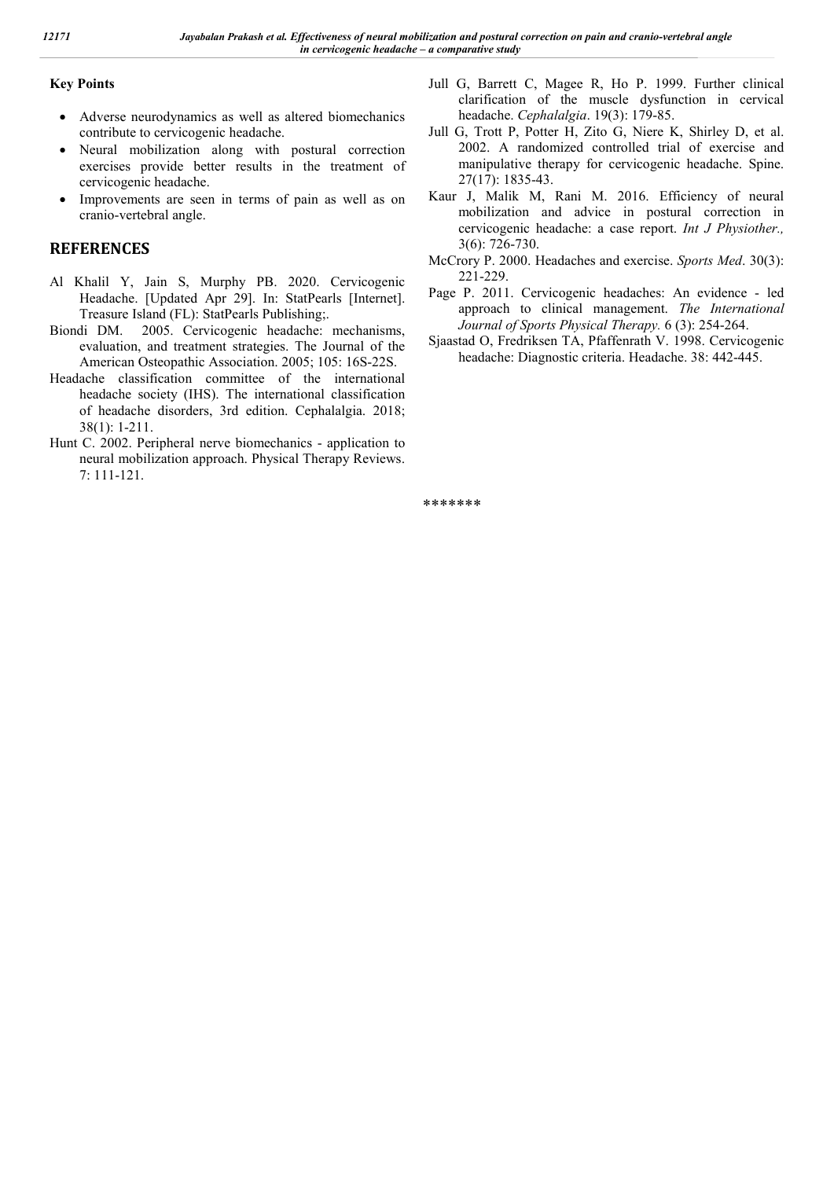**Key Points**

- Adverse neurodynamics as well as altered biomechanics contribute to cervicogenic headache.
- Neural mobilization along with postural correction exercises provide better results in the treatment of cervicogenic headache.
- Improvements are seen in terms of pain as well as on cranio-vertebral angle.

## REFERENCES

Al Khalil Y, Jain S, Murphy PB. 2020. Cervicogenic Headache. [Updated Apr 29]. In: StatPearls [Internet]. Treasure Island (FL): StatPearls Publishing;.

Biondi DM. 2005. Cervicogenic headache: mechanisms, evaluation, and treatment strategies. The Journal of the American Osteopathic Association. 2005; 105: 16S-22S.

Headache classification committee of the international headache society (IHS). The international classification of headache disorders, 3rd edition. Cephalalgia. 2018; 38(1): 1-211.

Hunt C. 2002. Peripheral nerve biomechanics - application to neural mobilization approach. Physical Therapy Reviews. 7: 111-121.

Jull G, Barrett C, Magee R, Ho P. 1999. Further clinical clarification of the muscle dysfunction in cervical headache. *Cephalalgia*. 19(3): 179-85.

Jull G, Trott P, Potter H, Zito G, Niere K, Shirley D, et al. 2002. A randomized controlled trial of exercise and manipulative therapy for cervicogenic headache. Spine. 27(17): 1835-43.

Kaur J, Malik M, Rani M. 2016. Efficiency of neural mobilization and advice in postural correction in cervicogenic headache: a case report. *Int J Physiother.,* 3(6): 726-730.

McCrory P. 2000. Headaches and exercise. *Sports Med*. 30(3): 221-229.

Page P. 2011. Cervicogenic headaches: An evidence - led approach to clinical management. *The International Journal of Sports Physical Therapy.* 6 (3): 254-264.

Sjaastad O, Fredriksen TA, Pfaffenrath V. 1998. Cervicogenic headache: Diagnostic criteria. Headache. 38: 442-445.

\*\*\*\*\*\*\*